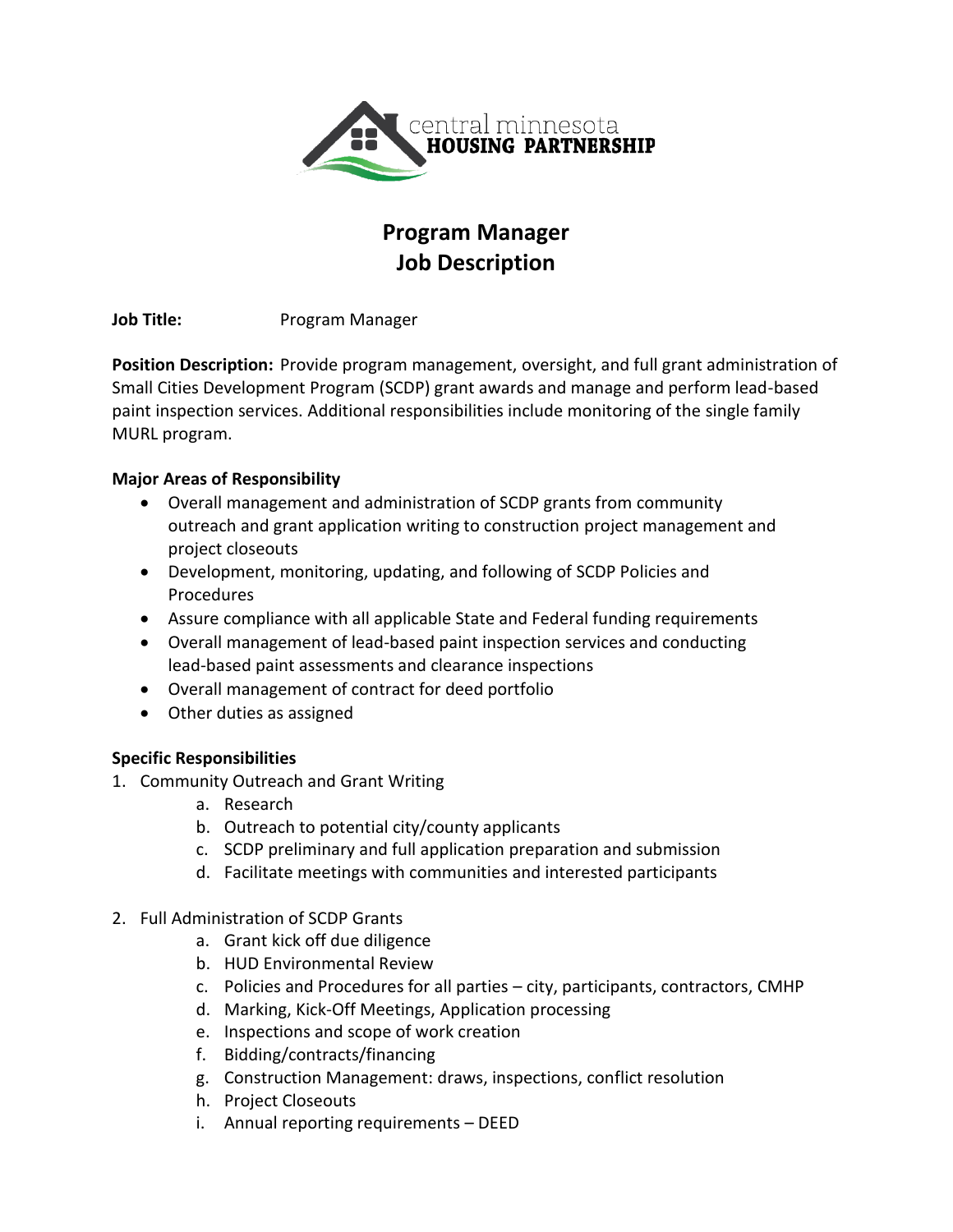central minnesota
**HOUSING PARTNERSHIP**

# Program Manager
# Job Description

**Job Title:** Program Manager

**Position Description:** Provide program management, oversight, and full grant administration of Small Cities Development Program (SCDP) grant awards and manage and perform lead-based paint inspection services. Additional responsibilities include monitoring of the single family MURL program.

**Major Areas of Responsibility**

- Overall management and administration of SCDP grants from community outreach and grant application writing to construction project management and project closeouts
- Development, monitoring, updating, and following of SCDP Policies and Procedures
- Assure compliance with all applicable State and Federal funding requirements
- Overall management of lead-based paint inspection services and conducting lead-based paint assessments and clearance inspections
- Overall management of contract for deed portfolio
- Other duties as assigned

**Specific Responsibilities**

1. Community Outreach and Grant Writing
    a. Research
    b. Outreach to potential city/county applicants
    c. SCDP preliminary and full application preparation and submission
    d. Facilitate meetings with communities and interested participants
2. Full Administration of SCDP Grants
    a. Grant kick off due diligence
    b. HUD Environmental Review
    c. Policies and Procedures for all parties – city, participants, contractors, CMHP
    d. Marking, Kick-Off Meetings, Application processing
    e. Inspections and scope of work creation
    f. Bidding/contracts/financing
    g. Construction Management: draws, inspections, conflict resolution
    h. Project Closeouts
    i. Annual reporting requirements – DEED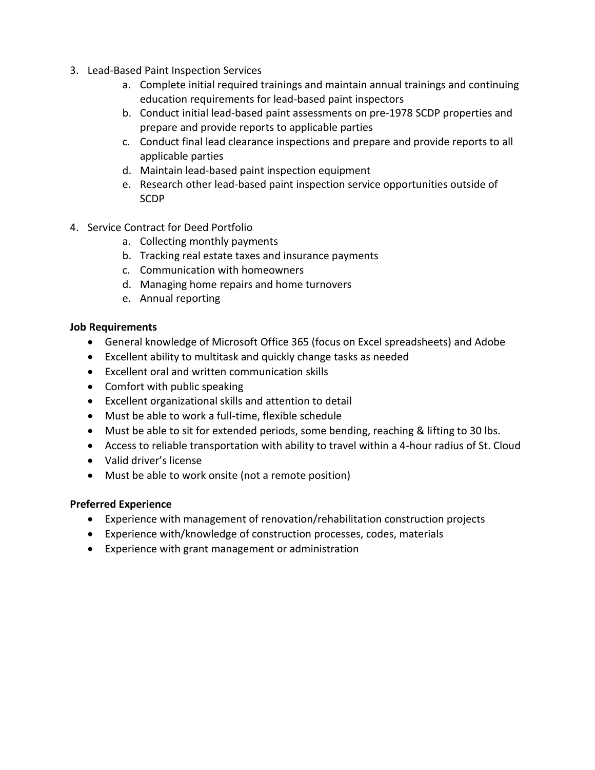3. Lead-Based Paint Inspection Services
    a. Complete initial required trainings and maintain annual trainings and continuing education requirements for lead-based paint inspectors
    b. Conduct initial lead-based paint assessments on pre-1978 SCDP properties and prepare and provide reports to applicable parties
    c. Conduct final lead clearance inspections and prepare and provide reports to all applicable parties
    d. Maintain lead-based paint inspection equipment
    e. Research other lead-based paint inspection service opportunities outside of SCDP

4. Service Contract for Deed Portfolio
    a. Collecting monthly payments
    b. Tracking real estate taxes and insurance payments
    c. Communication with homeowners
    d. Managing home repairs and home turnovers
    e. Annual reporting

**Job Requirements**

- General knowledge of Microsoft Office 365 (focus on Excel spreadsheets) and Adobe
- Excellent ability to multitask and quickly change tasks as needed
- Excellent oral and written communication skills
- Comfort with public speaking
- Excellent organizational skills and attention to detail
- Must be able to work a full-time, flexible schedule
- Must be able to sit for extended periods, some bending, reaching & lifting to 30 lbs.
- Access to reliable transportation with ability to travel within a 4-hour radius of St. Cloud
- Valid driver's license
- Must be able to work onsite (not a remote position)

**Preferred Experience**

- Experience with management of renovation/rehabilitation construction projects
- Experience with/knowledge of construction processes, codes, materials
- Experience with grant management or administration